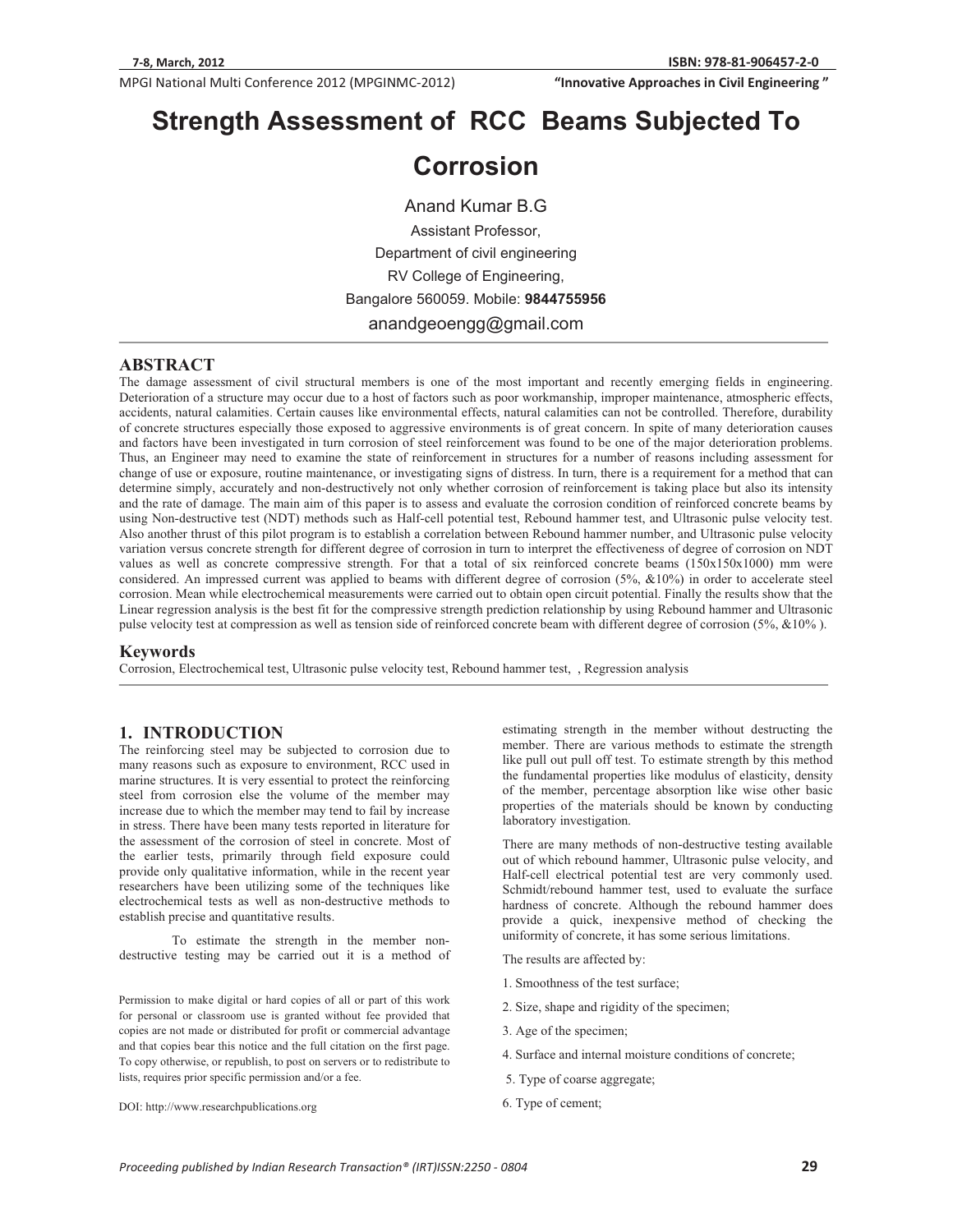# Strength Assessment of RCC Beams Subjected To Corrosion

Anand Kumar B.G

Assistant Professor,

Department of civil engineering

RV College of Engineering,

Bangalore 560059. Mobile: **9844755956**

anandgeoengg@gmail.com

## ABSTRACT

The damage assessment of civil structural members is one of the most important and recently emerging fields in engineering. Deterioration of a structure may occur due to a host of factors such as poor workmanship, improper maintenance, atmospheric effects, accidents, natural calamities. Certain causes like environmental effects, natural calamities can not be controlled. Therefore, durability of concrete structures especially those exposed to aggressive environments is of great concern. In spite of many deterioration causes and factors have been investigated in turn corrosion of steel reinforcement was found to be one of the major deterioration problems. Thus, an Engineer may need to examine the state of reinforcement in structures for a number of reasons including assessment for change of use or exposure, routine maintenance, or investigating signs of distress. In turn, there is a requirement for a method that can determine simply, accurately and non-destructively not only whether corrosion of reinforcement is taking place but also its intensity and the rate of damage. The main aim of this paper is to assess and evaluate the corrosion condition of reinforced concrete beams by using Non-destructive test (NDT) methods such as Half-cell potential test, Rebound hammer test, and Ultrasonic pulse velocity test. Also another thrust of this pilot program is to establish a correlation between Rebound hammer number, and Ultrasonic pulse velocity variation versus concrete strength for different degree of corrosion in turn to interpret the effectiveness of degree of corrosion on NDT values as well as concrete compressive strength. For that a total of six reinforced concrete beams (150x150x1000) mm were considered. An impressed current was applied to beams with different degree of corrosion (5%, &10%) in order to accelerate steel corrosion. Mean while electrochemical measurements were carried out to obtain open circuit potential. Finally the results show that the Linear regression analysis is the best fit for the compressive strength prediction relationship by using Rebound hammer and Ultrasonic pulse velocity test at compression as well as tension side of reinforced concrete beam with different degree of corrosion (5%, &10% ).

## Keywords

Corrosion, Electrochemical test, Ultrasonic pulse velocity test, Rebound hammer test, , Regression analysis

## 1. INTRODUCTION

The reinforcing steel may be subjected to corrosion due to many reasons such as exposure to environment, RCC used in marine structures. It is very essential to protect the reinforcing steel from corrosion else the volume of the member may increase due to which the member may tend to fail by increase in stress. There have been many tests reported in literature for the assessment of the corrosion of steel in concrete. Most of the earlier tests, primarily through field exposure could provide only qualitative information, while in the recent year researchers have been utilizing some of the techniques like electrochemical tests as well as non-destructive methods to establish precise and quantitative results.

To estimate the strength in the member non-destructive testing may be carried out it is a method of estimating strength in the member without destructing the member. There are various methods to estimate the strength like pull out pull off test. To estimate strength by this method the fundamental properties like modulus of elasticity, density of the member, percentage absorption like wise other basic properties of the materials should be known by conducting laboratory investigation.

There are many methods of non-destructive testing available out of which rebound hammer, Ultrasonic pulse velocity, and Half-cell electrical potential test are very commonly used. Schmidt/rebound hammer test, used to evaluate the surface hardness of concrete. Although the rebound hammer does provide a quick, inexpensive method of checking the uniformity of concrete, it has some serious limitations.

The results are affected by:

1. Smoothness of the test surface;
2. Size, shape and rigidity of the specimen;
3. Age of the specimen;
4. Surface and internal moisture conditions of concrete;
5. Type of coarse aggregate;
6. Type of cement;

Permission to make digital or hard copies of all or part of this work for personal or classroom use is granted without fee provided that copies are not made or distributed for profit or commercial advantage and that copies bear this notice and the full citation on the first page. To copy otherwise, or republish, to post on servers or to redistribute to lists, requires prior specific permission and/or a fee.

DOI: http://www.researchpublications.org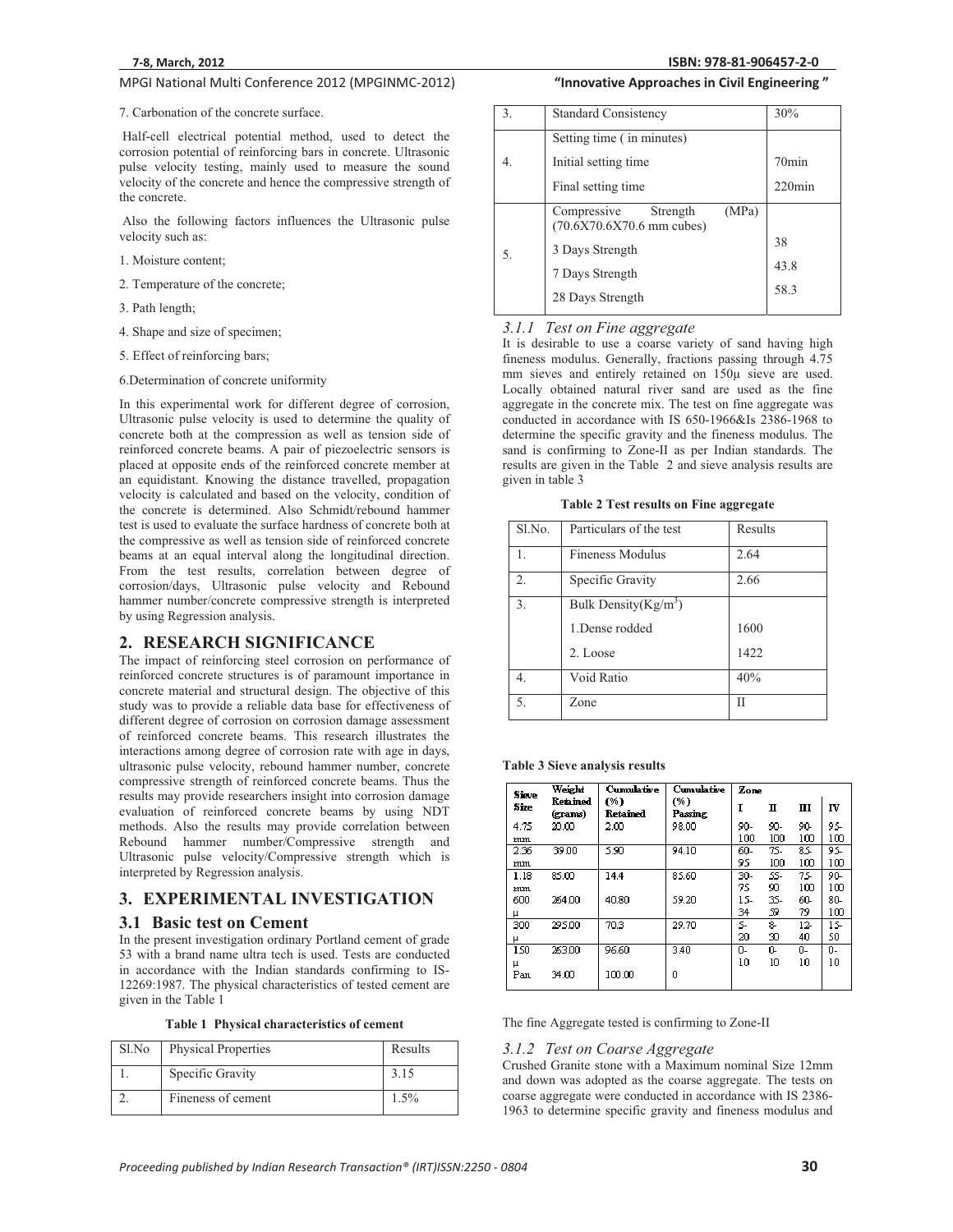7. Carbonation of the concrete surface.

Half-cell electrical potential method, used to detect the corrosion potential of reinforcing bars in concrete. Ultrasonic pulse velocity testing, mainly used to measure the sound velocity of the concrete and hence the compressive strength of the concrete.

Also the following factors influences the Ultrasonic pulse velocity such as:

1. Moisture content;
2. Temperature of the concrete;
3. Path length;
4. Shape and size of specimen;
5. Effect of reinforcing bars;
6. Determination of concrete uniformity

In this experimental work for different degree of corrosion, Ultrasonic pulse velocity is used to determine the quality of concrete both at the compression as well as tension side of reinforced concrete beams. A pair of piezoelectric sensors is placed at opposite ends of the reinforced concrete member at an equidistant. Knowing the distance travelled, propagation velocity is calculated and based on the velocity, condition of the concrete is determined. Also Schmidt/rebound hammer test is used to evaluate the surface hardness of concrete both at the compressive as well as tension side of reinforced concrete beams at an equal interval along the longitudinal direction. From the test results, correlation between degree of corrosion/days, Ultrasonic pulse velocity and Rebound hammer number/concrete compressive strength is interpreted by using Regression analysis.

## 2. RESEARCH SIGNIFICANCE

The impact of reinforcing steel corrosion on performance of reinforced concrete structures is of paramount importance in concrete material and structural design. The objective of this study was to provide a reliable data base for effectiveness of different degree of corrosion on corrosion damage assessment of reinforced concrete beams. This research illustrates the interactions among degree of corrosion rate with age in days, ultrasonic pulse velocity, rebound hammer number, concrete compressive strength of reinforced concrete beams. Thus the results may provide researchers insight into corrosion damage evaluation of reinforced concrete beams by using NDT methods. Also the results may provide correlation between Rebound hammer number/Compressive strength and Ultrasonic pulse velocity/Compressive strength which is interpreted by Regression analysis.

## 3. EXPERIMENTAL INVESTIGATION

### 3.1 Basic test on Cement

In the present investigation ordinary Portland cement of grade 53 with a brand name ultra tech is used. Tests are conducted in accordance with the Indian standards confirming to IS-12269:1987. The physical characteristics of tested cement are given in the Table 1

**Table 1 Physical characteristics of cement**

| Sl.No | Physical Properties | Results |
|---|---|---|
| 1. | Specific Gravity | 3.15 |
| 2. | Fineness of cement | 1.5% |
| 3. | Standard Consistency | 30% |
| 4. | Setting time ( in minutes)<br>Initial setting time<br>Final setting time | <br>70min<br>220min |
| 5. | Compressive Strength (MPa) (70.6X70.6X70.6 mm cubes)<br>3 Days Strength<br>7 Days Strength<br>28 Days Strength | <br>38<br>43.8<br>58.3 |

#### 3.1.1 Test on Fine aggregate

It is desirable to use a coarse variety of sand having high fineness modulus. Generally, fractions passing through 4.75 mm sieves and entirely retained on 150μ sieve are used. Locally obtained natural river sand are used as the fine aggregate in the concrete mix. The test on fine aggregate was conducted in accordance with IS 650-1966&Is 2386-1968 to determine the specific gravity and the fineness modulus. The sand is confirming to Zone-II as per Indian standards. The results are given in the Table 2 and sieve analysis results are given in table 3

**Table 2 Test results on Fine aggregate**

| Sl.No. | Particulars of the test | Results |
|---|---|---|
| 1. | Fineness Modulus | 2.64 |
| 2. | Specific Gravity | 2.66 |
| 3. | Bulk Density(Kg/m$^3$)<br>1.Dense rodded<br>2. Loose | <br>1600<br>1422 |
| 4. | Void Ratio | 40% |
| 5. | Zone | II |

**Table 3 Sieve analysis results**

| Sieve Size | Weight Retained (grams) | Cumulative (%) Retained | Cumulative (%) Passing | Zone I | Zone II | Zone III | Zone IV |
|---|---|---|---|---|---|---|---|
| 4.75 mm | 20.00 | 2.00 | 98.00 | 90-100 | 90-100 | 90-100 | 95-100 |
| 2.36 mm | 39.00 | 5.90 | 94.10 | 60-95 | 75-100 | 85-100 | 95-100 |
| 1.18 mm | 85.00 | 14.4 | 85.60 | 30-75 | 55-90 | 75-100 | 90-100 |
| 600 μ | 264.00 | 40.80 | 59.20 | 15-34 | 35-59 | 60-79 | 80-100 |
| 300 μ | 295.00 | 70.3 | 29.70 | 5-20 | 8-30 | 12-40 | 15-50 |
| 150 μ | 263.00 | 96.60 | 3.40 | 0-10 | 0-10 | 0-10 | 0-10 |
| Pan | 34.00 | 100.00 | 0 | | | | |

The fine Aggregate tested is confirming to Zone-II

#### 3.1.2 Test on Coarse Aggregate

Crushed Granite stone with a Maximum nominal Size 12mm and down was adopted as the coarse aggregate. The tests on coarse aggregate were conducted in accordance with IS 2386-1963 to determine specific gravity and fineness modulus and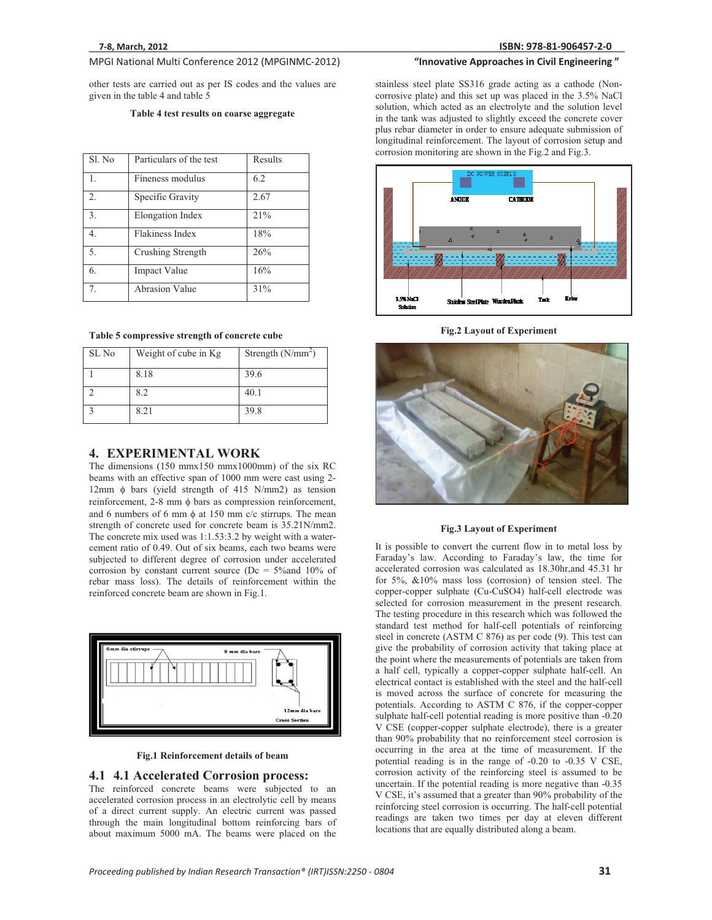other tests are carried out as per IS codes and the values are given in the table 4 and table 5

**Table 4 test results on coarse aggregate**

| Sl. No | Particulars of the test | Results |
|---|---|---|
| 1. | Fineness modulus | 6.2 |
| 2. | Specific Gravity | 2.67 |
| 3. | Elongation Index | 21% |
| 4. | Flakiness Index | 18% |
| 5. | Crushing Strength | 26% |
| 6. | Impact Value | 16% |
| 7. | Abrasion Value | 31% |

**Table 5 compressive strength of concrete cube**

| SL No | Weight of cube in Kg | Strength ($N/mm^2$) |
|---|---|---|
| 1 | 8.18 | 39.6 |
| 2 | 8.2 | 40.1 |
| 3 | 8.21 | 39.8 |

## 4. EXPERIMENTAL WORK

The dimensions (150 mmx150 mmx1000mm) of the six RC beams with an effective span of 1000 mm were cast using 2-12mm ϕ bars (yield strength of 415 N/mm2) as tension reinforcement, 2-8 mm ϕ bars as compression reinforcement, and 6 numbers of 6 mm ϕ at 150 mm c/c stirrups. The mean strength of concrete used for concrete beam is 35.21N/mm2. The concrete mix used was 1:1.53:3.2 by weight with a water-cement ratio of 0.49. Out of six beams, each two beams were subjected to different degree of corrosion under accelerated corrosion by constant current source (Dc = 5%and 10% of rebar mass loss). The details of reinforcement within the reinforced concrete beam are shown in Fig.1.

**Fig.1 Reinforcement details of beam**

### 4.1 4.1 Accelerated Corrosion process:

The reinforced concrete beams were subjected to an accelerated corrosion process in an electrolytic cell by means of a direct current supply. An electric current was passed through the main longitudinal bottom reinforcing bars of about maximum 5000 mA. The beams were placed on the stainless steel plate SS316 grade acting as a cathode (Non-corrosive plate) and this set up was placed in the 3.5% NaCl solution, which acted as an electrolyte and the solution level in the tank was adjusted to slightly exceed the concrete cover plus rebar diameter in order to ensure adequate submission of longitudinal reinforcement. The layout of corrosion setup and corrosion monitoring are shown in the Fig.2 and Fig.3.

**Fig.2 Layout of Experiment**

**Fig.3 Layout of Experiment**

It is possible to convert the current flow in to metal loss by Faraday's law. According to Faraday's law, the time for accelerated corrosion was calculated as 18.30hr,and 45.31 hr for 5%, &10% mass loss (corrosion) of tension steel. The copper-copper sulphate (Cu-$CuSO_4$) half-cell electrode was selected for corrosion measurement in the present research. The testing procedure in this research which was followed the standard test method for half-cell potentials of reinforcing steel in concrete (ASTM C 876) as per code (9). This test can give the probability of corrosion activity that taking place at the point where the measurements of potentials are taken from a half cell, typically a copper-copper sulphate half-cell. An electrical contact is established with the steel and the half-cell is moved across the surface of concrete for measuring the potentials. According to ASTM C 876, if the copper-copper sulphate half-cell potential reading is more positive than -0.20 V CSE (copper-copper sulphate electrode), there is a greater than 90% probability that no reinforcement steel corrosion is occurring in the area at the time of measurement. If the potential reading is in the range of -0.20 to -0.35 V CSE, corrosion activity of the reinforcing steel is assumed to be uncertain. If the potential reading is more negative than -0.35 V CSE, it's assumed that a greater than 90% probability of the reinforcing steel corrosion is occurring. The half-cell potential readings are taken two times per day at eleven different locations that are equally distributed along a beam.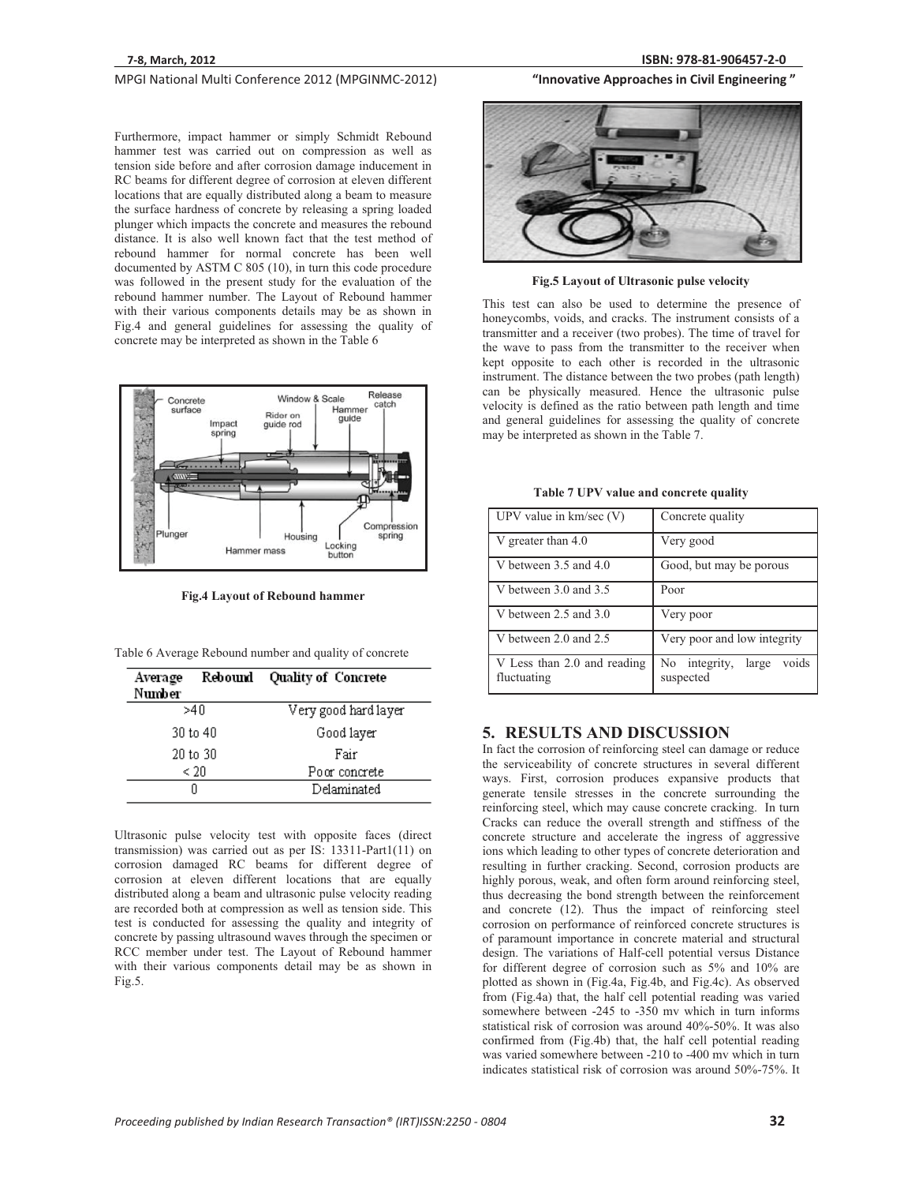Furthermore, impact hammer or simply Schmidt Rebound hammer test was carried out on compression as well as tension side before and after corrosion damage inducement in RC beams for different degree of corrosion at eleven different locations that are equally distributed along a beam to measure the surface hardness of concrete by releasing a spring loaded plunger which impacts the concrete and measures the rebound distance. It is also well known fact that the test method of rebound hammer for normal concrete has been well documented by ASTM C 805 (10), in turn this code procedure was followed in the present study for the evaluation of the rebound hammer number. The Layout of Rebound hammer with their various components details may be as shown in Fig.4 and general guidelines for assessing the quality of concrete may be interpreted as shown in the Table 6

**Fig.4 Layout of Rebound hammer**

Table 6 Average Rebound number and quality of concrete

| Average Rebound Number | Quality of Concrete |
|---|---|
| >40 | Very good hard layer |
| 30 to 40 | Good layer |
| 20 to 30 | Fair |
| < 20 | Poor concrete |
| 0 | Delaminated |

Ultrasonic pulse velocity test with opposite faces (direct transmission) was carried out as per IS: 13311-Part1(11) on corrosion damaged RC beams for different degree of corrosion at eleven different locations that are equally distributed along a beam and ultrasonic pulse velocity reading are recorded both at compression as well as tension side. This test is conducted for assessing the quality and integrity of concrete by passing ultrasound waves through the specimen or RCC member under test. The Layout of Rebound hammer with their various components detail may be as shown in Fig.5.

**Fig.5 Layout of Ultrasonic pulse velocity**

This test can also be used to determine the presence of honeycombs, voids, and cracks. The instrument consists of a transmitter and a receiver (two probes). The time of travel for the wave to pass from the transmitter to the receiver when kept opposite to each other is recorded in the ultrasonic instrument. The distance between the two probes (path length) can be physically measured. Hence the ultrasonic pulse velocity is defined as the ratio between path length and time and general guidelines for assessing the quality of concrete may be interpreted as shown in the Table 7.

**Table 7 UPV value and concrete quality**

| UPV value in km/sec (V) | Concrete quality |
|---|---|
| V greater than 4.0 | Very good |
| V between 3.5 and 4.0 | Good, but may be porous |
| V between 3.0 and 3.5 | Poor |
| V between 2.5 and 3.0 | Very poor |
| V between 2.0 and 2.5 | Very poor and low integrity |
| V Less than 2.0 and reading fluctuating | No integrity, large voids suspected |

## 5. RESULTS AND DISCUSSION

In fact the corrosion of reinforcing steel can damage or reduce the serviceability of concrete structures in several different ways. First, corrosion produces expansive products that generate tensile stresses in the concrete surrounding the reinforcing steel, which may cause concrete cracking. In turn Cracks can reduce the overall strength and stiffness of the concrete structure and accelerate the ingress of aggressive ions which leading to other types of concrete deterioration and resulting in further cracking. Second, corrosion products are highly porous, weak, and often form around reinforcing steel, thus decreasing the bond strength between the reinforcement and concrete (12). Thus the impact of reinforcing steel corrosion on performance of reinforced concrete structures is of paramount importance in concrete material and structural design. The variations of Half-cell potential versus Distance for different degree of corrosion such as 5% and 10% are plotted as shown in (Fig.4a, Fig.4b, and Fig.4c). As observed from (Fig.4a) that, the half cell potential reading was varied somewhere between -245 to -350 mv which in turn informs statistical risk of corrosion was around 40%-50%. It was also confirmed from (Fig.4b) that, the half cell potential reading was varied somewhere between -210 to -400 mv which in turn indicates statistical risk of corrosion was around 50%-75%. It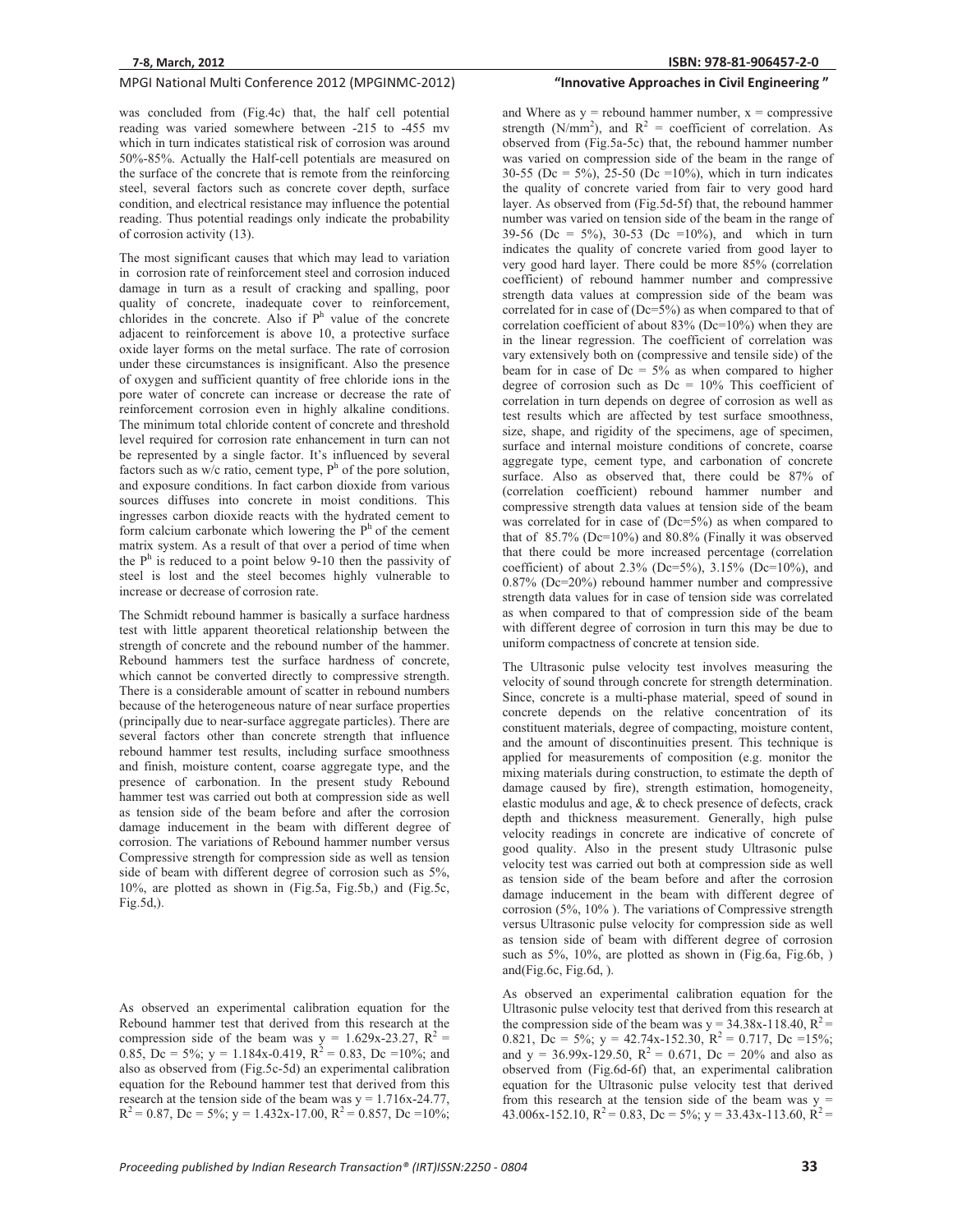was concluded from (Fig.4c) that, the half cell potential reading was varied somewhere between -215 to -455 mv which in turn indicates statistical risk of corrosion was around 50%-85%. Actually the Half-cell potentials are measured on the surface of the concrete that is remote from the reinforcing steel, several factors such as concrete cover depth, surface condition, and electrical resistance may influence the potential reading. Thus potential readings only indicate the probability of corrosion activity (13).

The most significant causes that which may lead to variation in corrosion rate of reinforcement steel and corrosion induced damage in turn as a result of cracking and spalling, poor quality of concrete, inadequate cover to reinforcement, chlorides in the concrete. Also if $P^h$ value of the concrete adjacent to reinforcement is above 10, a protective surface oxide layer forms on the metal surface. The rate of corrosion under these circumstances is insignificant. Also the presence of oxygen and sufficient quantity of free chloride ions in the pore water of concrete can increase or decrease the rate of reinforcement corrosion even in highly alkaline conditions. The minimum total chloride content of concrete and threshold level required for corrosion rate enhancement in turn can not be represented by a single factor. It's influenced by several factors such as w/c ratio, cement type, $P^h$ of the pore solution, and exposure conditions. In fact carbon dioxide from various sources diffuses into concrete in moist conditions. This ingresses carbon dioxide reacts with the hydrated cement to form calcium carbonate which lowering the $P^h$ of the cement matrix system. As a result of that over a period of time when the $P^h$ is reduced to a point below 9-10 then the passivity of steel is lost and the steel becomes highly vulnerable to increase or decrease of corrosion rate.

The Schmidt rebound hammer is basically a surface hardness test with little apparent theoretical relationship between the strength of concrete and the rebound number of the hammer. Rebound hammers test the surface hardness of concrete, which cannot be converted directly to compressive strength. There is a considerable amount of scatter in rebound numbers because of the heterogeneous nature of near surface properties (principally due to near-surface aggregate particles). There are several factors other than concrete strength that influence rebound hammer test results, including surface smoothness and finish, moisture content, coarse aggregate type, and the presence of carbonation. In the present study Rebound hammer test was carried out both at compression side as well as tension side of the beam before and after the corrosion damage inducement in the beam with different degree of corrosion. The variations of Rebound hammer number versus Compressive strength for compression side as well as tension side of beam with different degree of corrosion such as 5%, 10%, are plotted as shown in (Fig.5a, Fig.5b,) and (Fig.5c, Fig.5d,).

As observed an experimental calibration equation for the Rebound hammer test that derived from this research at the compression side of the beam was $y = 1.629x-23.27$, $R^2 = 0.85$, Dc = 5%; $y = 1.184x-0.419$, $R^2 = 0.83$, Dc =10%; and also as observed from (Fig.5c-5d) an experimental calibration equation for the Rebound hammer test that derived from this research at the tension side of the beam was $y = 1.716x-24.77$, $R^2 = 0.87$, Dc = 5%; $y = 1.432x-17.00$, $R^2 = 0.857$, Dc =10%; and Where as y = rebound hammer number, x = compressive strength ($N/mm^2$), and $R^2$ = coefficient of correlation. As observed from (Fig.5a-5c) that, the rebound hammer number was varied on compression side of the beam in the range of 30-55 (Dc = 5%), 25-50 (Dc =10%), which in turn indicates the quality of concrete varied from fair to very good hard layer. As observed from (Fig.5d-5f) that, the rebound hammer number was varied on tension side of the beam in the range of 39-56 (Dc = 5%), 30-53 (Dc =10%), and which in turn indicates the quality of concrete varied from good layer to very good hard layer. There could be more 85% (correlation coefficient) of rebound hammer number and compressive strength data values at compression side of the beam was correlated for in case of (Dc=5%) as when compared to that of correlation coefficient of about 83% (Dc=10%) when they are in the linear regression. The coefficient of correlation was vary extensively both on (compressive and tensile side) of the beam for in case of Dc = 5% as when compared to higher degree of corrosion such as Dc = 10% This coefficient of correlation in turn depends on degree of corrosion as well as test results which are affected by test surface smoothness, size, shape, and rigidity of the specimens, age of specimen, surface and internal moisture conditions of concrete, coarse aggregate type, cement type, and carbonation of concrete surface. Also as observed that, there could be 87% of (correlation coefficient) rebound hammer number and compressive strength data values at tension side of the beam was correlated for in case of (Dc=5%) as when compared to that of 85.7% (Dc=10%) and 80.8% (Finally it was observed that there could be more increased percentage (correlation coefficient) of about 2.3% (Dc=5%), 3.15% (Dc=10%), and 0.87% (Dc=20%) rebound hammer number and compressive strength data values for in case of tension side was correlated as when compared to that of compression side of the beam with different degree of corrosion in turn this may be due to uniform compactness of concrete at tension side.

The Ultrasonic pulse velocity test involves measuring the velocity of sound through concrete for strength determination. Since, concrete is a multi-phase material, speed of sound in concrete depends on the relative concentration of its constituent materials, degree of compacting, moisture content, and the amount of discontinuities present. This technique is applied for measurements of composition (e.g. monitor the mixing materials during construction, to estimate the depth of damage caused by fire), strength estimation, homogeneity, elastic modulus and age, & to check presence of defects, crack depth and thickness measurement. Generally, high pulse velocity readings in concrete are indicative of concrete of good quality. Also in the present study Ultrasonic pulse velocity test was carried out both at compression side as well as tension side of the beam before and after the corrosion damage inducement in the beam with different degree of corrosion (5%, 10% ). The variations of Compressive strength versus Ultrasonic pulse velocity for compression side as well as tension side of beam with different degree of corrosion such as 5%, 10%, are plotted as shown in (Fig.6a, Fig.6b, ) and(Fig.6c, Fig.6d, ).

As observed an experimental calibration equation for the Ultrasonic pulse velocity test that derived from this research at the compression side of the beam was $y = 34.38x-118.40$, $R^2 = 0.821$, Dc = 5%; $y = 42.74x-152.30$, $R^2 = 0.717$, Dc =15%; and $y = 36.99x-129.50$, $R^2 = 0.671$, Dc = 20% and also as observed from (Fig.6d-6f) that, an experimental calibration equation for the Ultrasonic pulse velocity test that derived from this research at the tension side of the beam was $y = 43.006x-152.10$, $R^2 = 0.83$, Dc = 5%; $y = 33.43x-113.60$, $R^2 =$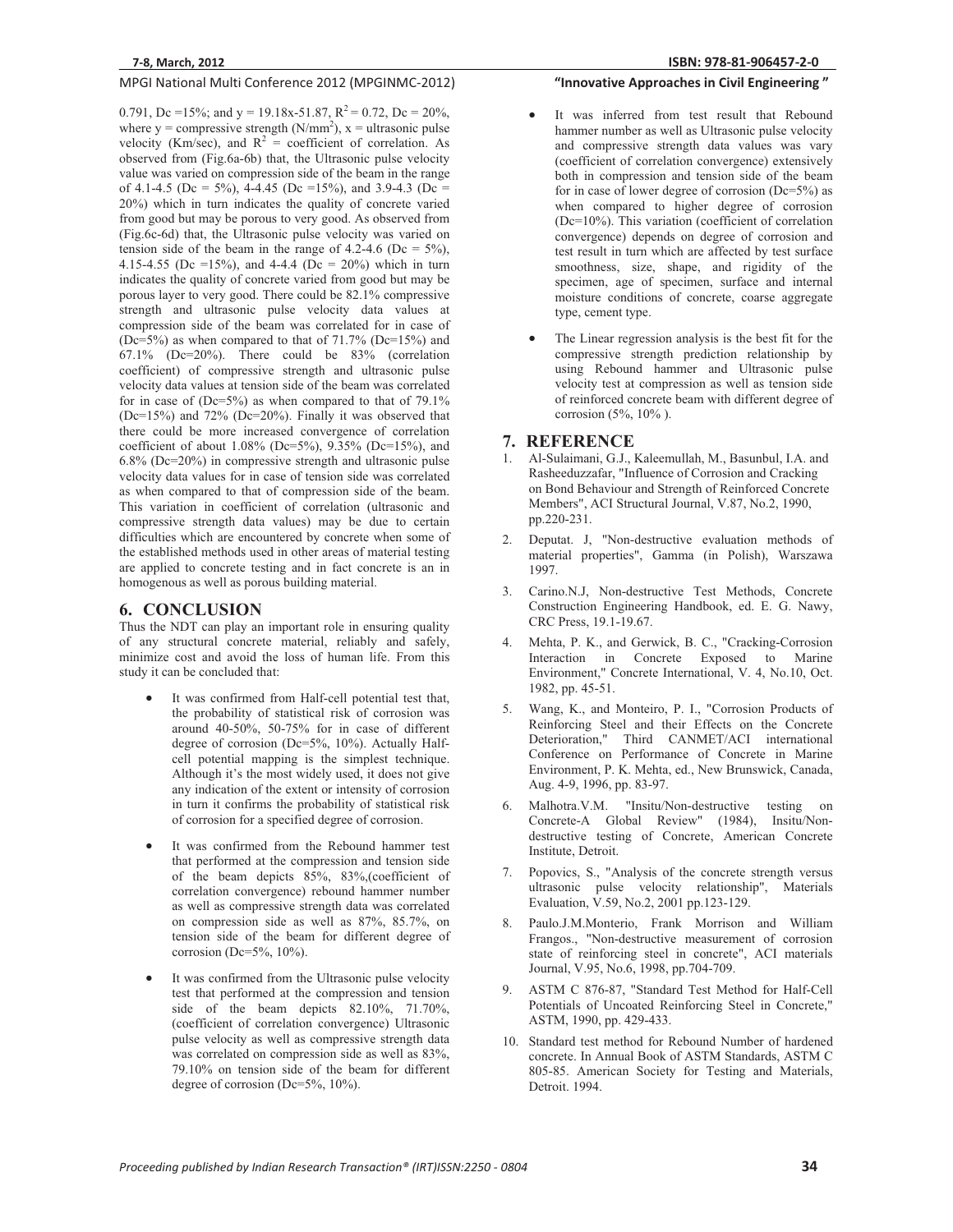0.791, Dc =15%; and y = 19.18x-51.87, $R^2 = 0.72$, Dc = 20%, where y = compressive strength ($N/mm^2$), x = ultrasonic pulse velocity (Km/sec), and $R^2$ = coefficient of correlation. As observed from (Fig.6a-6b) that, the Ultrasonic pulse velocity value was varied on compression side of the beam in the range of 4.1-4.5 (Dc = 5%), 4-4.45 (Dc =15%), and 3.9-4.3 (Dc = 20%) which in turn indicates the quality of concrete varied from good but may be porous to very good. As observed from (Fig.6c-6d) that, the Ultrasonic pulse velocity was varied on tension side of the beam in the range of 4.2-4.6 (Dc = 5%), 4.15-4.55 (Dc =15%), and 4-4.4 (Dc = 20%) which in turn indicates the quality of concrete varied from good but may be porous layer to very good. There could be 82.1% compressive strength and ultrasonic pulse velocity data values at compression side of the beam was correlated for in case of (Dc=5%) as when compared to that of 71.7% (Dc=15%) and 67.1% (Dc=20%). There could be 83% (correlation coefficient) of compressive strength and ultrasonic pulse velocity data values at tension side of the beam was correlated for in case of (Dc=5%) as when compared to that of 79.1% (Dc=15%) and 72% (Dc=20%). Finally it was observed that there could be more increased convergence of correlation coefficient of about 1.08% (Dc=5%), 9.35% (Dc=15%), and 6.8% (Dc=20%) in compressive strength and ultrasonic pulse velocity data values for in case of tension side was correlated as when compared to that of compression side of the beam. This variation in coefficient of correlation (ultrasonic and compressive strength data values) may be due to certain difficulties which are encountered by concrete when some of the established methods used in other areas of material testing are applied to concrete testing and in fact concrete is an in homogenous as well as porous building material.

## 6. CONCLUSION

Thus the NDT can play an important role in ensuring quality of any structural concrete material, reliably and safely, minimize cost and avoid the loss of human life. From this study it can be concluded that:

- It was confirmed from Half-cell potential test that, the probability of statistical risk of corrosion was around 40-50%, 50-75% for in case of different degree of corrosion (Dc=5%, 10%). Actually Half-cell potential mapping is the simplest technique. Although it's the most widely used, it does not give any indication of the extent or intensity of corrosion in turn it confirms the probability of statistical risk of corrosion for a specified degree of corrosion.
- It was confirmed from the Rebound hammer test that performed at the compression and tension side of the beam depicts 85%, 83%,(coefficient of correlation convergence) rebound hammer number as well as compressive strength data was correlated on compression side as well as 87%, 85.7%, on tension side of the beam for different degree of corrosion (Dc=5%, 10%).
- It was confirmed from the Ultrasonic pulse velocity test that performed at the compression and tension side of the beam depicts 82.10%, 71.70%, (coefficient of correlation convergence) Ultrasonic pulse velocity as well as compressive strength data was correlated on compression side as well as 83%, 79.10% on tension side of the beam for different degree of corrosion (Dc=5%, 10%).
- It was inferred from test result that Rebound hammer number as well as Ultrasonic pulse velocity and compressive strength data values was vary (coefficient of correlation convergence) extensively both in compression and tension side of the beam for in case of lower degree of corrosion (Dc=5%) as when compared to higher degree of corrosion (Dc=10%). This variation (coefficient of correlation convergence) depends on degree of corrosion and test result in turn which are affected by test surface smoothness, size, shape, and rigidity of the specimen, age of specimen, surface and internal moisture conditions of concrete, coarse aggregate type, cement type.
- The Linear regression analysis is the best fit for the compressive strength prediction relationship by using Rebound hammer and Ultrasonic pulse velocity test at compression as well as tension side of reinforced concrete beam with different degree of corrosion (5%, 10% ).

## 7. REFERENCE

1. Al-Sulaimani, G.J., Kaleemullah, M., Basunbul, I.A. and Rasheeduzzafar, "Influence of Corrosion and Cracking on Bond Behaviour and Strength of Reinforced Concrete Members", ACI Structural Journal, V.87, No.2, 1990, pp.220-231.
2. Deputat. J, "Non-destructive evaluation methods of material properties", Gamma (in Polish), Warszawa 1997.
3. Carino.N.J, Non-destructive Test Methods, Concrete Construction Engineering Handbook, ed. E. G. Nawy, CRC Press, 19.1-19.67.
4. Mehta, P. K., and Gerwick, B. C., "Cracking-Corrosion Interaction in Concrete Exposed to Marine Environment," Concrete International, V. 4, No.10, Oct. 1982, pp. 45-51.
5. Wang, K., and Monteiro, P. I., "Corrosion Products of Reinforcing Steel and their Effects on the Concrete Deterioration," Third CANMET/ACI international Conference on Performance of Concrete in Marine Environment, P. K. Mehta, ed., New Brunswick, Canada, Aug. 4-9, 1996, pp. 83-97.
6. Malhotra.V.M. "Insitu/Non-destructive testing on Concrete-A Global Review" (1984), Insitu/Non-destructive testing of Concrete, American Concrete Institute, Detroit.
7. Popovics, S., "Analysis of the concrete strength versus ultrasonic pulse velocity relationship", Materials Evaluation, V.59, No.2, 2001 pp.123-129.
8. Paulo.J.M.Monterio, Frank Morrison and William Frangos., "Non-destructive measurement of corrosion state of reinforcing steel in concrete", ACI materials Journal, V.95, No.6, 1998, pp.704-709.
9. ASTM C 876-87, "Standard Test Method for Half-Cell Potentials of Uncoated Reinforcing Steel in Concrete," ASTM, 1990, pp. 429-433.
10. Standard test method for Rebound Number of hardened concrete. In Annual Book of ASTM Standards, ASTM C 805-85. American Society for Testing and Materials, Detroit. 1994.